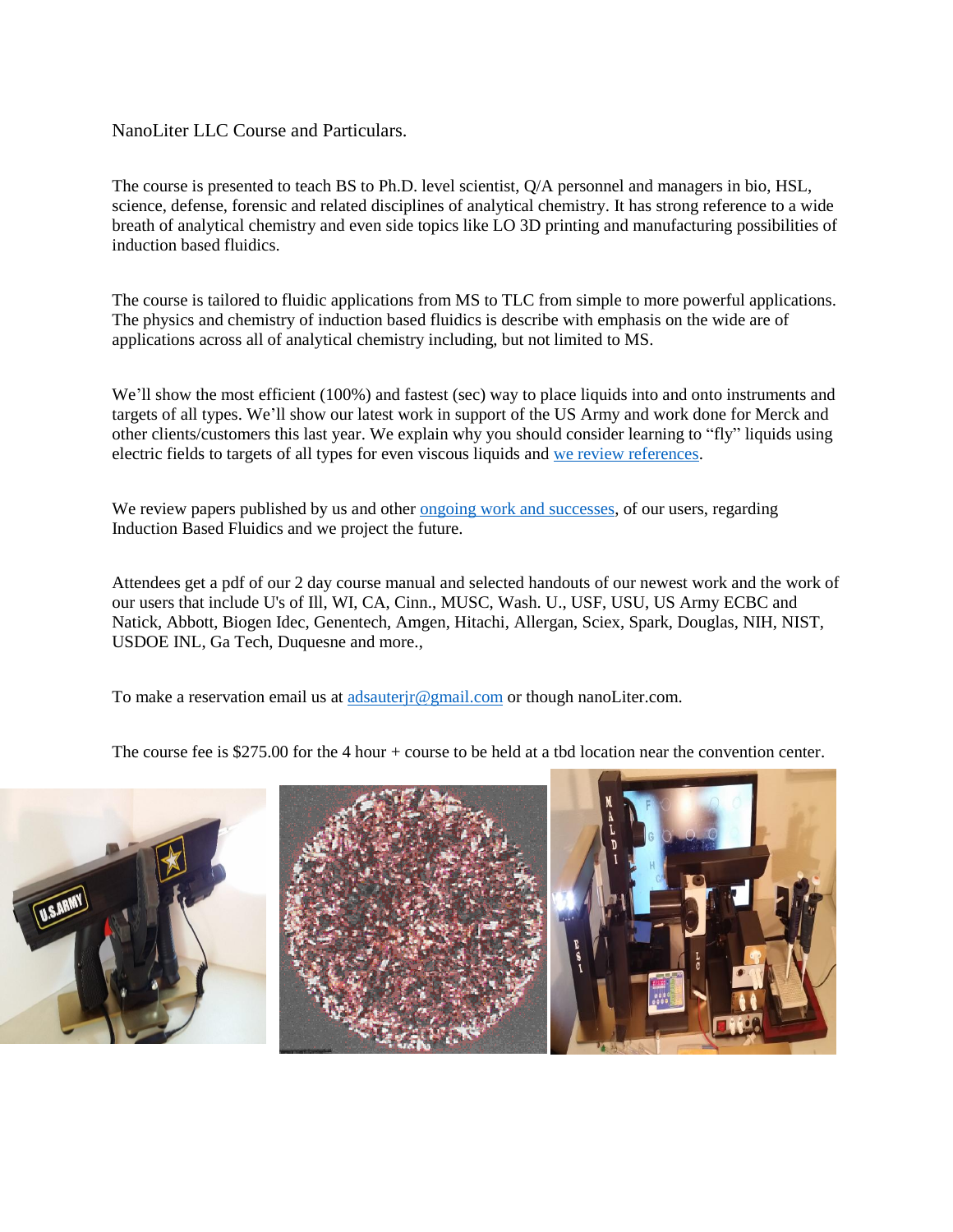NanoLiter LLC Course and Particulars.

The course is presented to teach BS to Ph.D. level scientist, Q/A personnel and managers in bio, HSL, science, defense, forensic and related disciplines of analytical chemistry. It has strong reference to a wide breath of analytical chemistry and even side topics like LO 3D printing and manufacturing possibilities of induction based fluidics.

The course is tailored to fluidic applications from MS to TLC from simple to more powerful applications. The physics and chemistry of induction based fluidics is describe with emphasis on the wide are of applications across all of analytical chemistry including, but not limited to MS.

We'll show the most efficient (100%) and fastest (sec) way to place liquids into and onto instruments and targets of all types. We'll show our latest work in support of the US Army and work done for Merck and other clients/customers this last year. We explain why you should consider learning to "fly" liquids using electric fields to targets of all types for even viscous liquids and we review references.

We review papers published by us and other ongoing work and successes, of our users, regarding Induction Based Fluidics and we project the future.

Attendees get a pdf of our 2 day course manual and selected handouts of our newest work and the work of our users that include U's of Ill, WI, CA, Cinn., MUSC, Wash. U., USF, USU, US Army ECBC and Natick, Abbott, Biogen Idec, Genentech, Amgen, Hitachi, Allergan, Sciex, Spark, Douglas, NIH, NIST, USDOE INL, Ga Tech, Duquesne and more.,

To make a reservation email us at adsauterjr@gmail.com or though nanoLiter.com.

The course fee is $275.00 for the 4 hour + course to be held at a tbd location near the convention center.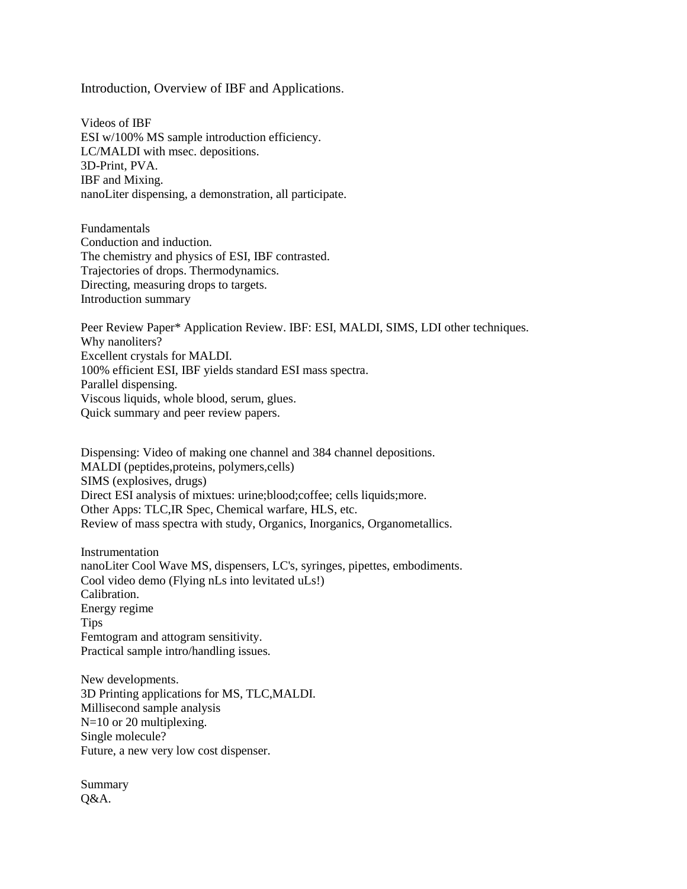Introduction, Overview of IBF and Applications.

Videos of IBF
ESI w/100% MS sample introduction efficiency.
LC/MALDI with msec. depositions.
3D-Print, PVA.
IBF and Mixing.
nanoLiter dispensing, a demonstration, all participate.

Fundamentals
Conduction and induction.
The chemistry and physics of ESI, IBF contrasted.
Trajectories of drops. Thermodynamics.
Directing, measuring drops to targets.
Introduction summary

Peer Review Paper* Application Review. IBF: ESI, MALDI, SIMS, LDI other techniques.
Why nanoliters?
Excellent crystals for MALDI.
100% efficient ESI, IBF yields standard ESI mass spectra.
Parallel dispensing.
Viscous liquids, whole blood, serum, glues.
Quick summary and peer review papers.

Dispensing: Video of making one channel and 384 channel depositions.
MALDI (peptides,proteins, polymers,cells)
SIMS (explosives, drugs)
Direct ESI analysis of mixtues: urine;blood;coffee; cells liquids;more.
Other Apps: TLC,IR Spec, Chemical warfare, HLS, etc.
Review of mass spectra with study, Organics, Inorganics, Organometallics.

Instrumentation
nanoLiter Cool Wave MS, dispensers, LC's, syringes, pipettes, embodiments.
Cool video demo (Flying nLs into levitated uLs!)
Calibration.
Energy regime
Tips
Femtogram and attogram sensitivity.
Practical sample intro/handling issues.

New developments.
3D Printing applications for MS, TLC,MALDI.
Millisecond sample analysis
N=10 or 20 multiplexing.
Single molecule?
Future, a new very low cost dispenser.

Summary
Q&A.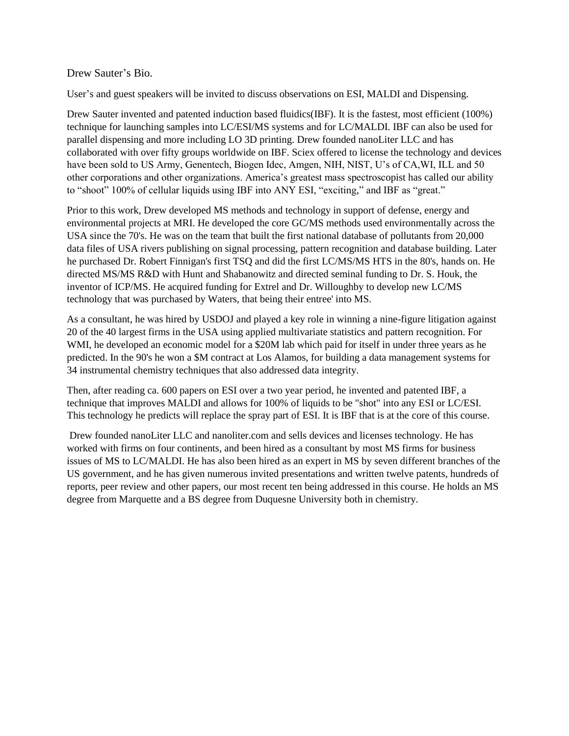Drew Sauter's Bio.

User's and guest speakers will be invited to discuss observations on ESI, MALDI and Dispensing.

Drew Sauter invented and patented induction based fluidics(IBF). It is the fastest, most efficient (100%) technique for launching samples into LC/ESI/MS systems and for LC/MALDI. IBF can also be used for parallel dispensing and more including LO 3D printing. Drew founded nanoLiter LLC and has collaborated with over fifty groups worldwide on IBF. Sciex offered to license the technology and devices have been sold to US Army, Genentech, Biogen Idec, Amgen, NIH, NIST, U's of CA,WI, ILL and 50 other corporations and other organizations. America's greatest mass spectroscopist has called our ability to "shoot" 100% of cellular liquids using IBF into ANY ESI, "exciting," and IBF as "great."

Prior to this work, Drew developed MS methods and technology in support of defense, energy and environmental projects at MRI. He developed the core GC/MS methods used environmentally across the USA since the 70's. He was on the team that built the first national database of pollutants from 20,000 data files of USA rivers publishing on signal processing, pattern recognition and database building. Later he purchased Dr. Robert Finnigan's first TSQ and did the first LC/MS/MS HTS in the 80's, hands on. He directed MS/MS R&D with Hunt and Shabanowitz and directed seminal funding to Dr. S. Houk, the inventor of ICP/MS. He acquired funding for Extrel and Dr. Willoughby to develop new LC/MS technology that was purchased by Waters, that being their entree' into MS.

As a consultant, he was hired by USDOJ and played a key role in winning a nine-figure litigation against 20 of the 40 largest firms in the USA using applied multivariate statistics and pattern recognition. For WMI, he developed an economic model for a $20M lab which paid for itself in under three years as he predicted. In the 90's he won a $M contract at Los Alamos, for building a data management systems for 34 instrumental chemistry techniques that also addressed data integrity.

Then, after reading ca. 600 papers on ESI over a two year period, he invented and patented IBF, a technique that improves MALDI and allows for 100% of liquids to be "shot" into any ESI or LC/ESI. This technology he predicts will replace the spray part of ESI. It is IBF that is at the core of this course.

Drew founded nanoLiter LLC and nanoliter.com and sells devices and licenses technology. He has worked with firms on four continents, and been hired as a consultant by most MS firms for business issues of MS to LC/MALDI. He has also been hired as an expert in MS by seven different branches of the US government, and he has given numerous invited presentations and written twelve patents, hundreds of reports, peer review and other papers, our most recent ten being addressed in this course. He holds an MS degree from Marquette and a BS degree from Duquesne University both in chemistry.